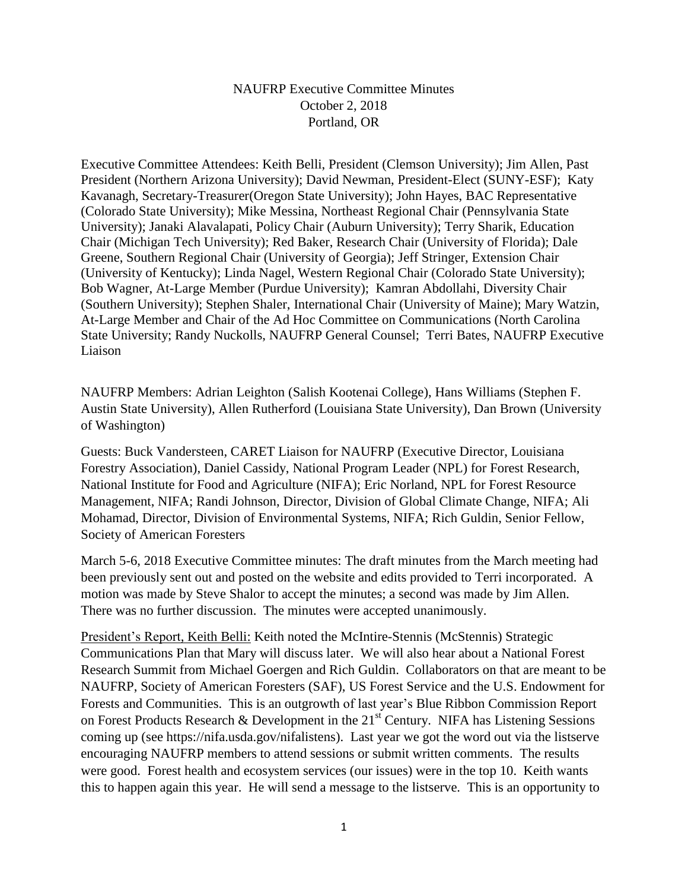NAUFRP Executive Committee Minutes
October 2, 2018
Portland, OR

Executive Committee Attendees: Keith Belli, President (Clemson University); Jim Allen, Past President (Northern Arizona University); David Newman, President-Elect (SUNY-ESF); Katy Kavanagh, Secretary-Treasurer(Oregon State University); John Hayes, BAC Representative (Colorado State University); Mike Messina, Northeast Regional Chair (Pennsylvania State University); Janaki Alavalapati, Policy Chair (Auburn University); Terry Sharik, Education Chair (Michigan Tech University); Red Baker, Research Chair (University of Florida); Dale Greene, Southern Regional Chair (University of Georgia); Jeff Stringer, Extension Chair (University of Kentucky); Linda Nagel, Western Regional Chair (Colorado State University); Bob Wagner, At-Large Member (Purdue University); Kamran Abdollahi, Diversity Chair (Southern University); Stephen Shaler, International Chair (University of Maine); Mary Watzin, At-Large Member and Chair of the Ad Hoc Committee on Communications (North Carolina State University; Randy Nuckolls, NAUFRP General Counsel; Terri Bates, NAUFRP Executive Liaison

NAUFRP Members: Adrian Leighton (Salish Kootenai College), Hans Williams (Stephen F. Austin State University), Allen Rutherford (Louisiana State University), Dan Brown (University of Washington)

Guests: Buck Vandersteen, CARET Liaison for NAUFRP (Executive Director, Louisiana Forestry Association), Daniel Cassidy, National Program Leader (NPL) for Forest Research, National Institute for Food and Agriculture (NIFA); Eric Norland, NPL for Forest Resource Management, NIFA; Randi Johnson, Director, Division of Global Climate Change, NIFA; Ali Mohamad, Director, Division of Environmental Systems, NIFA; Rich Guldin, Senior Fellow, Society of American Foresters

March 5-6, 2018 Executive Committee minutes: The draft minutes from the March meeting had been previously sent out and posted on the website and edits provided to Terri incorporated. A motion was made by Steve Shalor to accept the minutes; a second was made by Jim Allen. There was no further discussion. The minutes were accepted unanimously.

President's Report, Keith Belli: Keith noted the McIntire-Stennis (McStennis) Strategic Communications Plan that Mary will discuss later. We will also hear about a National Forest Research Summit from Michael Goergen and Rich Guldin. Collaborators on that are meant to be NAUFRP, Society of American Foresters (SAF), US Forest Service and the U.S. Endowment for Forests and Communities. This is an outgrowth of last year's Blue Ribbon Commission Report on Forest Products Research & Development in the 21st Century. NIFA has Listening Sessions coming up (see https://nifa.usda.gov/nifalistens). Last year we got the word out via the listserve encouraging NAUFRP members to attend sessions or submit written comments. The results were good. Forest health and ecosystem services (our issues) were in the top 10. Keith wants this to happen again this year. He will send a message to the listserve. This is an opportunity to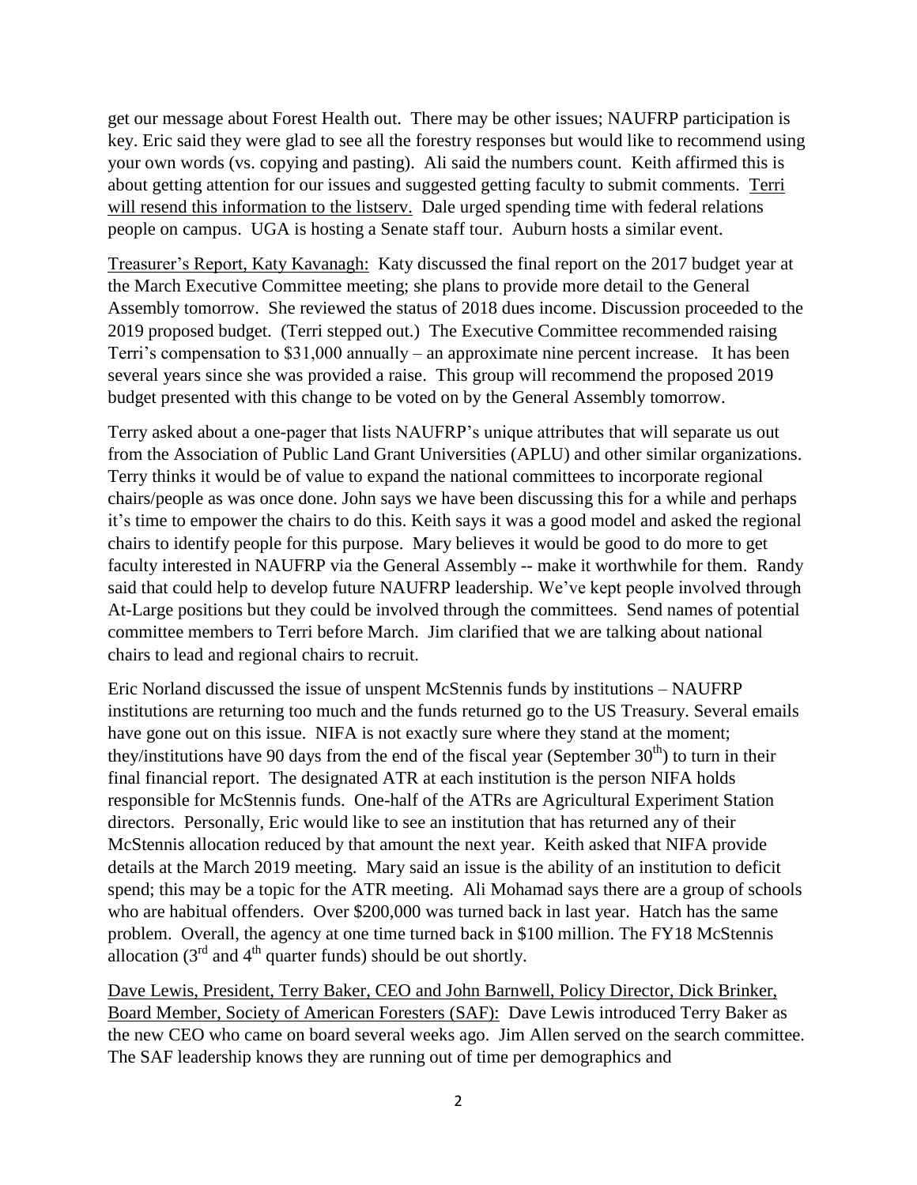get our message about Forest Health out. There may be other issues; NAUFRP participation is key. Eric said they were glad to see all the forestry responses but would like to recommend using your own words (vs. copying and pasting). Ali said the numbers count. Keith affirmed this is about getting attention for our issues and suggested getting faculty to submit comments. Terri will resend this information to the listserv. Dale urged spending time with federal relations people on campus. UGA is hosting a Senate staff tour. Auburn hosts a similar event.

Treasurer's Report, Katy Kavanagh: Katy discussed the final report on the 2017 budget year at the March Executive Committee meeting; she plans to provide more detail to the General Assembly tomorrow. She reviewed the status of 2018 dues income. Discussion proceeded to the 2019 proposed budget. (Terri stepped out.) The Executive Committee recommended raising Terri's compensation to $31,000 annually – an approximate nine percent increase. It has been several years since she was provided a raise. This group will recommend the proposed 2019 budget presented with this change to be voted on by the General Assembly tomorrow.

Terry asked about a one-pager that lists NAUFRP's unique attributes that will separate us out from the Association of Public Land Grant Universities (APLU) and other similar organizations. Terry thinks it would be of value to expand the national committees to incorporate regional chairs/people as was once done. John says we have been discussing this for a while and perhaps it's time to empower the chairs to do this. Keith says it was a good model and asked the regional chairs to identify people for this purpose. Mary believes it would be good to do more to get faculty interested in NAUFRP via the General Assembly -- make it worthwhile for them. Randy said that could help to develop future NAUFRP leadership. We've kept people involved through At-Large positions but they could be involved through the committees. Send names of potential committee members to Terri before March. Jim clarified that we are talking about national chairs to lead and regional chairs to recruit.

Eric Norland discussed the issue of unspent McStennis funds by institutions – NAUFRP institutions are returning too much and the funds returned go to the US Treasury. Several emails have gone out on this issue. NIFA is not exactly sure where they stand at the moment; they/institutions have 90 days from the end of the fiscal year (September 30th) to turn in their final financial report. The designated ATR at each institution is the person NIFA holds responsible for McStennis funds. One-half of the ATRs are Agricultural Experiment Station directors. Personally, Eric would like to see an institution that has returned any of their McStennis allocation reduced by that amount the next year. Keith asked that NIFA provide details at the March 2019 meeting. Mary said an issue is the ability of an institution to deficit spend; this may be a topic for the ATR meeting. Ali Mohamad says there are a group of schools who are habitual offenders. Over $200,000 was turned back in last year. Hatch has the same problem. Overall, the agency at one time turned back in $100 million. The FY18 McStennis allocation (3rd and 4th quarter funds) should be out shortly.

Dave Lewis, President, Terry Baker, CEO and John Barnwell, Policy Director, Dick Brinker, Board Member, Society of American Foresters (SAF): Dave Lewis introduced Terry Baker as the new CEO who came on board several weeks ago. Jim Allen served on the search committee. The SAF leadership knows they are running out of time per demographics and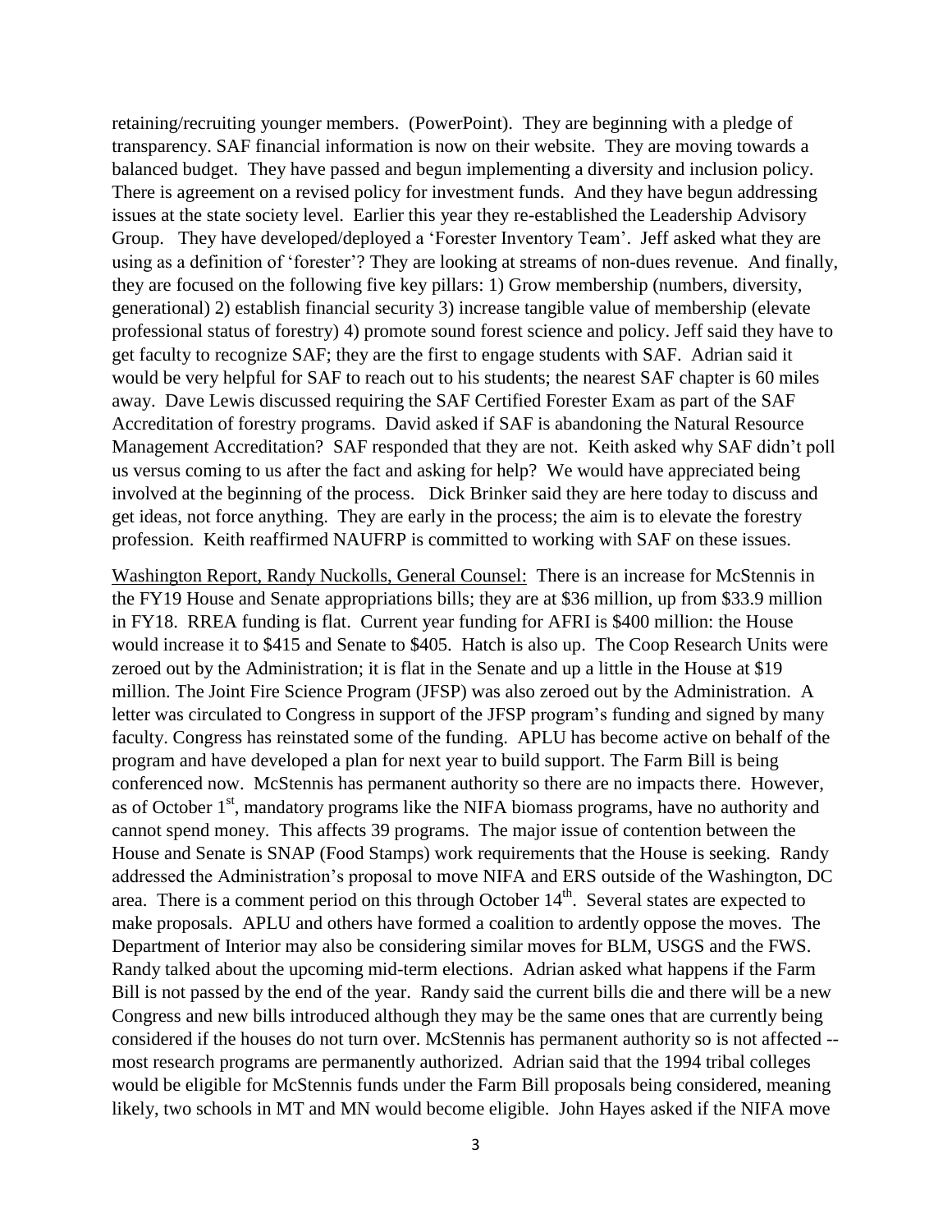retaining/recruiting younger members. (PowerPoint). They are beginning with a pledge of transparency. SAF financial information is now on their website. They are moving towards a balanced budget. They have passed and begun implementing a diversity and inclusion policy. There is agreement on a revised policy for investment funds. And they have begun addressing issues at the state society level. Earlier this year they re-established the Leadership Advisory Group. They have developed/deployed a 'Forester Inventory Team'. Jeff asked what they are using as a definition of 'forester'? They are looking at streams of non-dues revenue. And finally, they are focused on the following five key pillars: 1) Grow membership (numbers, diversity, generational) 2) establish financial security 3) increase tangible value of membership (elevate professional status of forestry) 4) promote sound forest science and policy. Jeff said they have to get faculty to recognize SAF; they are the first to engage students with SAF. Adrian said it would be very helpful for SAF to reach out to his students; the nearest SAF chapter is 60 miles away. Dave Lewis discussed requiring the SAF Certified Forester Exam as part of the SAF Accreditation of forestry programs. David asked if SAF is abandoning the Natural Resource Management Accreditation? SAF responded that they are not. Keith asked why SAF didn't poll us versus coming to us after the fact and asking for help? We would have appreciated being involved at the beginning of the process. Dick Brinker said they are here today to discuss and get ideas, not force anything. They are early in the process; the aim is to elevate the forestry profession. Keith reaffirmed NAUFRP is committed to working with SAF on these issues.

<u>Washington Report, Randy Nuckolls, General Counsel:</u> There is an increase for McStennis in the FY19 House and Senate appropriations bills; they are at \$36 million, up from \$33.9 million in FY18. RREA funding is flat. Current year funding for AFRI is \$400 million: the House would increase it to \$415 and Senate to \$405. Hatch is also up. The Coop Research Units were zeroed out by the Administration; it is flat in the Senate and up a little in the House at \$19 million. The Joint Fire Science Program (JFSP) was also zeroed out by the Administration. A letter was circulated to Congress in support of the JFSP program's funding and signed by many faculty. Congress has reinstated some of the funding. APLU has become active on behalf of the program and have developed a plan for next year to build support. The Farm Bill is being conferenced now. McStennis has permanent authority so there are no impacts there. However, as of October 1st, mandatory programs like the NIFA biomass programs, have no authority and cannot spend money. This affects 39 programs. The major issue of contention between the House and Senate is SNAP (Food Stamps) work requirements that the House is seeking. Randy addressed the Administration's proposal to move NIFA and ERS outside of the Washington, DC area. There is a comment period on this through October 14th. Several states are expected to make proposals. APLU and others have formed a coalition to ardently oppose the moves. The Department of Interior may also be considering similar moves for BLM, USGS and the FWS. Randy talked about the upcoming mid-term elections. Adrian asked what happens if the Farm Bill is not passed by the end of the year. Randy said the current bills die and there will be a new Congress and new bills introduced although they may be the same ones that are currently being considered if the houses do not turn over. McStennis has permanent authority so is not affected -- most research programs are permanently authorized. Adrian said that the 1994 tribal colleges would be eligible for McStennis funds under the Farm Bill proposals being considered, meaning likely, two schools in MT and MN would become eligible. John Hayes asked if the NIFA move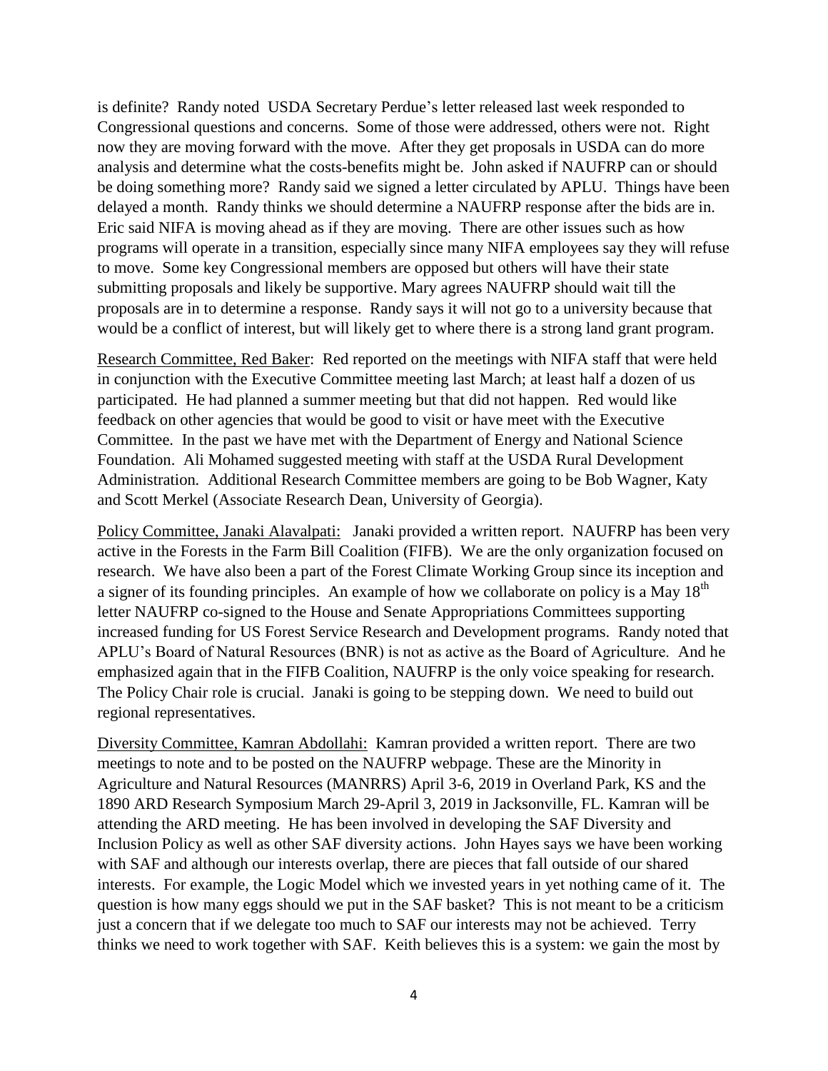is definite? Randy noted USDA Secretary Perdue's letter released last week responded to Congressional questions and concerns. Some of those were addressed, others were not. Right now they are moving forward with the move. After they get proposals in USDA can do more analysis and determine what the costs-benefits might be. John asked if NAUFRP can or should be doing something more? Randy said we signed a letter circulated by APLU. Things have been delayed a month. Randy thinks we should determine a NAUFRP response after the bids are in. Eric said NIFA is moving ahead as if they are moving. There are other issues such as how programs will operate in a transition, especially since many NIFA employees say they will refuse to move. Some key Congressional members are opposed but others will have their state submitting proposals and likely be supportive. Mary agrees NAUFRP should wait till the proposals are in to determine a response. Randy says it will not go to a university because that would be a conflict of interest, but will likely get to where there is a strong land grant program.

<u>Research Committee, Red Baker</u>: Red reported on the meetings with NIFA staff that were held in conjunction with the Executive Committee meeting last March; at least half a dozen of us participated. He had planned a summer meeting but that did not happen. Red would like feedback on other agencies that would be good to visit or have meet with the Executive Committee. In the past we have met with the Department of Energy and National Science Foundation. Ali Mohamed suggested meeting with staff at the USDA Rural Development Administration. Additional Research Committee members are going to be Bob Wagner, Katy and Scott Merkel (Associate Research Dean, University of Georgia).

<u>Policy Committee, Janaki Alavalpati:</u> Janaki provided a written report. NAUFRP has been very active in the Forests in the Farm Bill Coalition (FIFB). We are the only organization focused on research. We have also been a part of the Forest Climate Working Group since its inception and a signer of its founding principles. An example of how we collaborate on policy is a May 18th letter NAUFRP co-signed to the House and Senate Appropriations Committees supporting increased funding for US Forest Service Research and Development programs. Randy noted that APLU's Board of Natural Resources (BNR) is not as active as the Board of Agriculture. And he emphasized again that in the FIFB Coalition, NAUFRP is the only voice speaking for research. The Policy Chair role is crucial. Janaki is going to be stepping down. We need to build out regional representatives.

<u>Diversity Committee, Kamran Abdollahi:</u> Kamran provided a written report. There are two meetings to note and to be posted on the NAUFRP webpage. These are the Minority in Agriculture and Natural Resources (MANRRS) April 3-6, 2019 in Overland Park, KS and the 1890 ARD Research Symposium March 29-April 3, 2019 in Jacksonville, FL. Kamran will be attending the ARD meeting. He has been involved in developing the SAF Diversity and Inclusion Policy as well as other SAF diversity actions. John Hayes says we have been working with SAF and although our interests overlap, there are pieces that fall outside of our shared interests. For example, the Logic Model which we invested years in yet nothing came of it. The question is how many eggs should we put in the SAF basket? This is not meant to be a criticism just a concern that if we delegate too much to SAF our interests may not be achieved. Terry thinks we need to work together with SAF. Keith believes this is a system: we gain the most by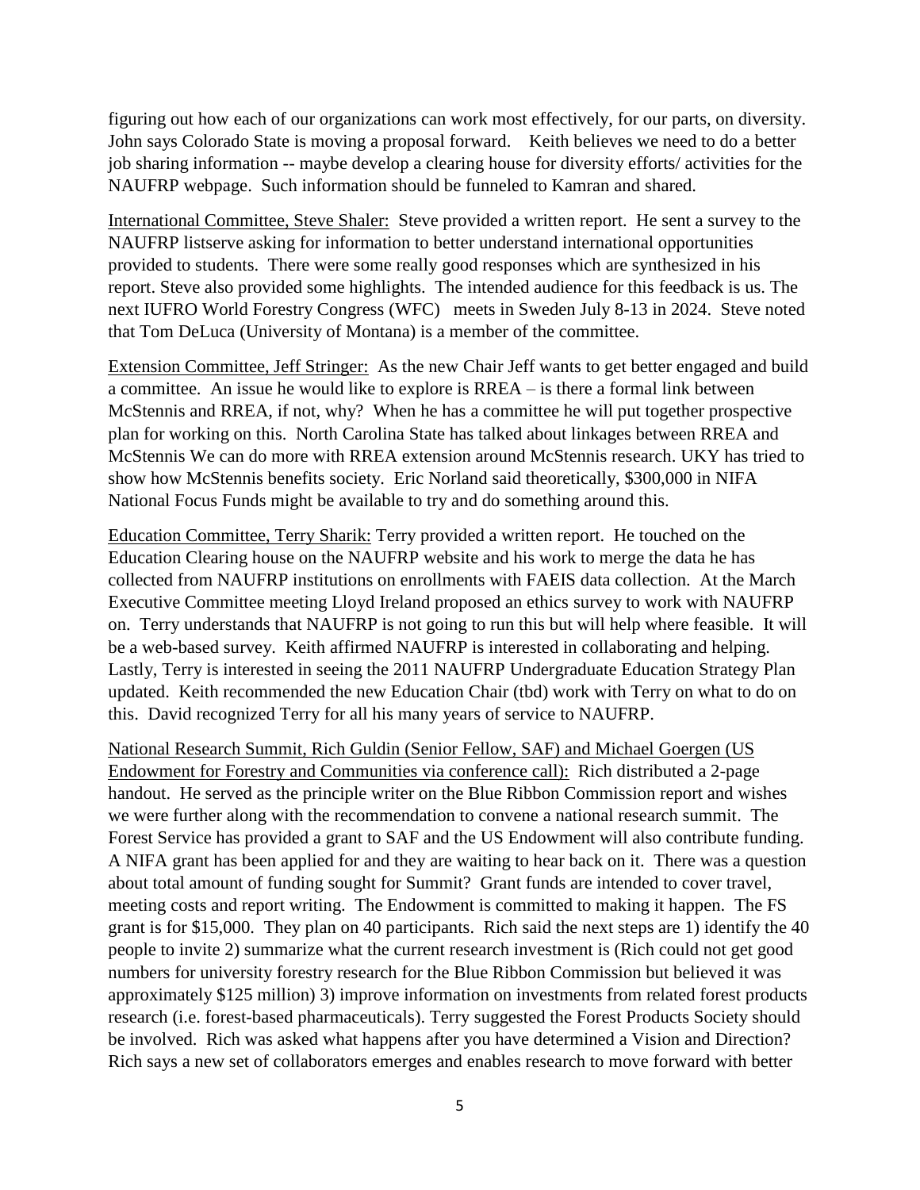figuring out how each of our organizations can work most effectively, for our parts, on diversity. John says Colorado State is moving a proposal forward. Keith believes we need to do a better job sharing information -- maybe develop a clearing house for diversity efforts/ activities for the NAUFRP webpage. Such information should be funneled to Kamran and shared.

<u>International Committee, Steve Shaler:</u> Steve provided a written report. He sent a survey to the NAUFRP listserve asking for information to better understand international opportunities provided to students. There were some really good responses which are synthesized in his report. Steve also provided some highlights. The intended audience for this feedback is us. The next IUFRO World Forestry Congress (WFC) meets in Sweden July 8-13 in 2024. Steve noted that Tom DeLuca (University of Montana) is a member of the committee.

<u>Extension Committee, Jeff Stringer:</u> As the new Chair Jeff wants to get better engaged and build a committee. An issue he would like to explore is RREA – is there a formal link between McStennis and RREA, if not, why? When he has a committee he will put together prospective plan for working on this. North Carolina State has talked about linkages between RREA and McStennis We can do more with RREA extension around McStennis research. UKY has tried to show how McStennis benefits society. Eric Norland said theoretically, $300,000 in NIFA National Focus Funds might be available to try and do something around this.

<u>Education Committee, Terry Sharik:</u> Terry provided a written report. He touched on the Education Clearing house on the NAUFRP website and his work to merge the data he has collected from NAUFRP institutions on enrollments with FAEIS data collection. At the March Executive Committee meeting Lloyd Ireland proposed an ethics survey to work with NAUFRP on. Terry understands that NAUFRP is not going to run this but will help where feasible. It will be a web-based survey. Keith affirmed NAUFRP is interested in collaborating and helping. Lastly, Terry is interested in seeing the 2011 NAUFRP Undergraduate Education Strategy Plan updated. Keith recommended the new Education Chair (tbd) work with Terry on what to do on this. David recognized Terry for all his many years of service to NAUFRP.

<u>National Research Summit, Rich Guldin (Senior Fellow, SAF) and Michael Goergen (US Endowment for Forestry and Communities via conference call):</u> Rich distributed a 2-page handout. He served as the principle writer on the Blue Ribbon Commission report and wishes we were further along with the recommendation to convene a national research summit. The Forest Service has provided a grant to SAF and the US Endowment will also contribute funding. A NIFA grant has been applied for and they are waiting to hear back on it. There was a question about total amount of funding sought for Summit? Grant funds are intended to cover travel, meeting costs and report writing. The Endowment is committed to making it happen. The FS grant is for $15,000. They plan on 40 participants. Rich said the next steps are 1) identify the 40 people to invite 2) summarize what the current research investment is (Rich could not get good numbers for university forestry research for the Blue Ribbon Commission but believed it was approximately $125 million) 3) improve information on investments from related forest products research (i.e. forest-based pharmaceuticals). Terry suggested the Forest Products Society should be involved. Rich was asked what happens after you have determined a Vision and Direction? Rich says a new set of collaborators emerges and enables research to move forward with better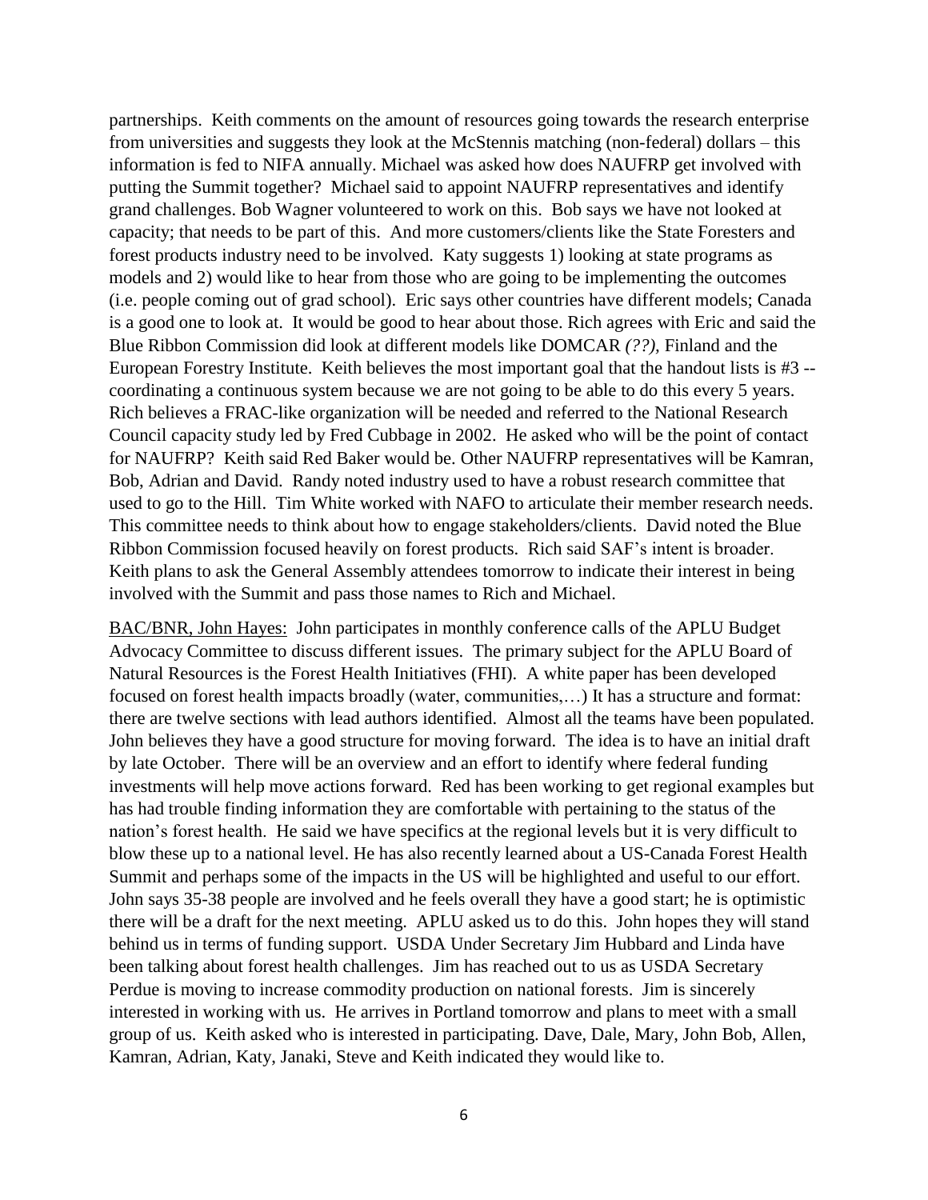partnerships. Keith comments on the amount of resources going towards the research enterprise from universities and suggests they look at the McStennis matching (non-federal) dollars – this information is fed to NIFA annually. Michael was asked how does NAUFRP get involved with putting the Summit together? Michael said to appoint NAUFRP representatives and identify grand challenges. Bob Wagner volunteered to work on this. Bob says we have not looked at capacity; that needs to be part of this. And more customers/clients like the State Foresters and forest products industry need to be involved. Katy suggests 1) looking at state programs as models and 2) would like to hear from those who are going to be implementing the outcomes (i.e. people coming out of grad school). Eric says other countries have different models; Canada is a good one to look at. It would be good to hear about those. Rich agrees with Eric and said the Blue Ribbon Commission did look at different models like DOMCAR *(??),* Finland and the European Forestry Institute. Keith believes the most important goal that the handout lists is #3 -- coordinating a continuous system because we are not going to be able to do this every 5 years. Rich believes a FRAC-like organization will be needed and referred to the National Research Council capacity study led by Fred Cubbage in 2002. He asked who will be the point of contact for NAUFRP? Keith said Red Baker would be. Other NAUFRP representatives will be Kamran, Bob, Adrian and David. Randy noted industry used to have a robust research committee that used to go to the Hill. Tim White worked with NAFO to articulate their member research needs. This committee needs to think about how to engage stakeholders/clients. David noted the Blue Ribbon Commission focused heavily on forest products. Rich said SAF's intent is broader. Keith plans to ask the General Assembly attendees tomorrow to indicate their interest in being involved with the Summit and pass those names to Rich and Michael.

<u>BAC/BNR, John Hayes:</u> John participates in monthly conference calls of the APLU Budget Advocacy Committee to discuss different issues. The primary subject for the APLU Board of Natural Resources is the Forest Health Initiatives (FHI). A white paper has been developed focused on forest health impacts broadly (water, communities,…) It has a structure and format: there are twelve sections with lead authors identified. Almost all the teams have been populated. John believes they have a good structure for moving forward. The idea is to have an initial draft by late October. There will be an overview and an effort to identify where federal funding investments will help move actions forward. Red has been working to get regional examples but has had trouble finding information they are comfortable with pertaining to the status of the nation's forest health. He said we have specifics at the regional levels but it is very difficult to blow these up to a national level. He has also recently learned about a US-Canada Forest Health Summit and perhaps some of the impacts in the US will be highlighted and useful to our effort. John says 35-38 people are involved and he feels overall they have a good start; he is optimistic there will be a draft for the next meeting. APLU asked us to do this. John hopes they will stand behind us in terms of funding support. USDA Under Secretary Jim Hubbard and Linda have been talking about forest health challenges. Jim has reached out to us as USDA Secretary Perdue is moving to increase commodity production on national forests. Jim is sincerely interested in working with us. He arrives in Portland tomorrow and plans to meet with a small group of us. Keith asked who is interested in participating. Dave, Dale, Mary, John Bob, Allen, Kamran, Adrian, Katy, Janaki, Steve and Keith indicated they would like to.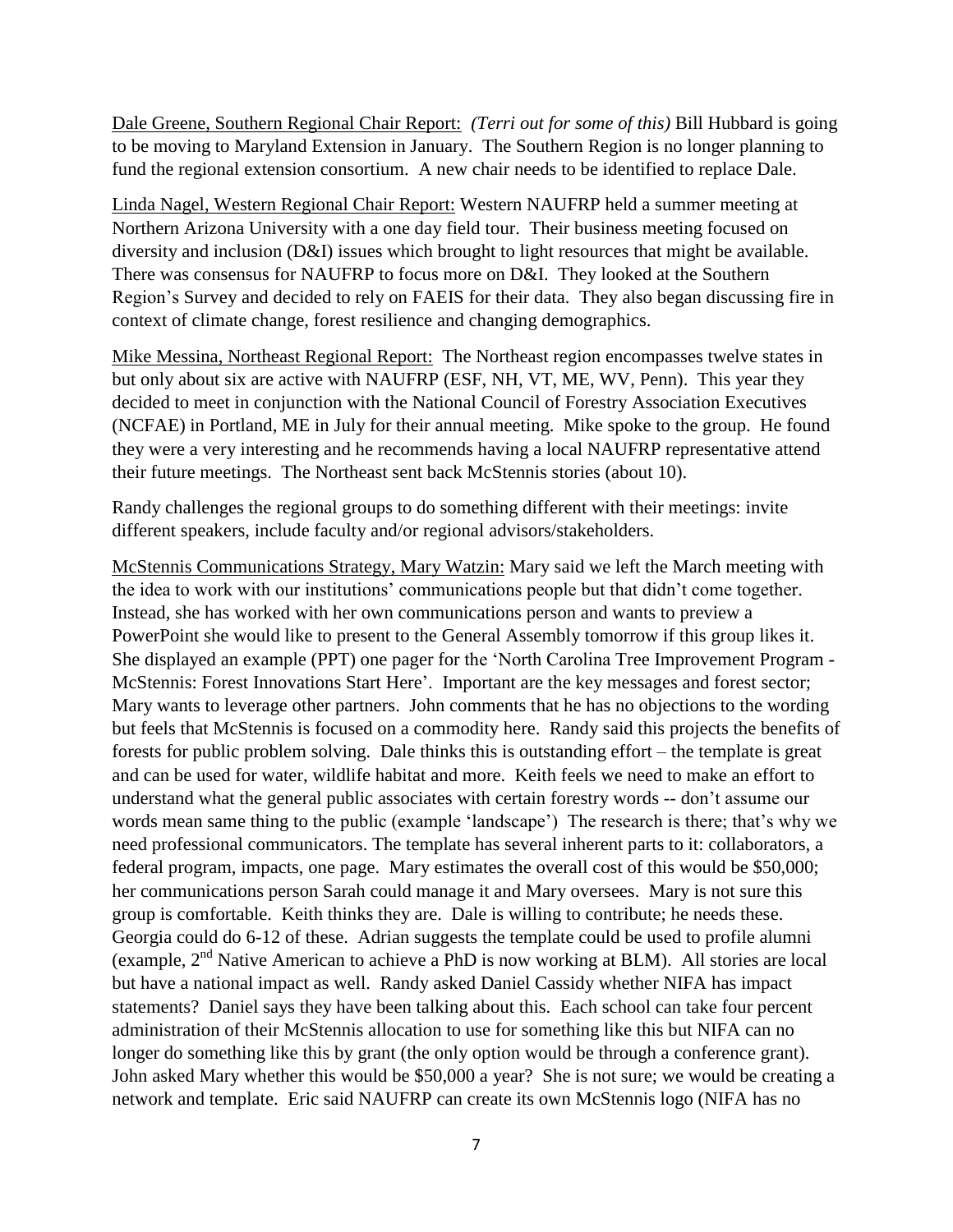Dale Greene, Southern Regional Chair Report: *(Terri out for some of this)* Bill Hubbard is going to be moving to Maryland Extension in January. The Southern Region is no longer planning to fund the regional extension consortium. A new chair needs to be identified to replace Dale.

Linda Nagel, Western Regional Chair Report: Western NAUFRP held a summer meeting at Northern Arizona University with a one day field tour. Their business meeting focused on diversity and inclusion (D&I) issues which brought to light resources that might be available. There was consensus for NAUFRP to focus more on D&I. They looked at the Southern Region's Survey and decided to rely on FAEIS for their data. They also began discussing fire in context of climate change, forest resilience and changing demographics.

Mike Messina, Northeast Regional Report: The Northeast region encompasses twelve states in but only about six are active with NAUFRP (ESF, NH, VT, ME, WV, Penn). This year they decided to meet in conjunction with the National Council of Forestry Association Executives (NCFAE) in Portland, ME in July for their annual meeting. Mike spoke to the group. He found they were a very interesting and he recommends having a local NAUFRP representative attend their future meetings. The Northeast sent back McStennis stories (about 10).

Randy challenges the regional groups to do something different with their meetings: invite different speakers, include faculty and/or regional advisors/stakeholders.

McStennis Communications Strategy, Mary Watzin: Mary said we left the March meeting with the idea to work with our institutions' communications people but that didn't come together. Instead, she has worked with her own communications person and wants to preview a PowerPoint she would like to present to the General Assembly tomorrow if this group likes it. She displayed an example (PPT) one pager for the 'North Carolina Tree Improvement Program - McStennis: Forest Innovations Start Here'. Important are the key messages and forest sector; Mary wants to leverage other partners. John comments that he has no objections to the wording but feels that McStennis is focused on a commodity here. Randy said this projects the benefits of forests for public problem solving. Dale thinks this is outstanding effort – the template is great and can be used for water, wildlife habitat and more. Keith feels we need to make an effort to understand what the general public associates with certain forestry words -- don't assume our words mean same thing to the public (example 'landscape') The research is there; that's why we need professional communicators. The template has several inherent parts to it: collaborators, a federal program, impacts, one page. Mary estimates the overall cost of this would be $50,000; her communications person Sarah could manage it and Mary oversees. Mary is not sure this group is comfortable. Keith thinks they are. Dale is willing to contribute; he needs these. Georgia could do 6-12 of these. Adrian suggests the template could be used to profile alumni (example, 2nd Native American to achieve a PhD is now working at BLM). All stories are local but have a national impact as well. Randy asked Daniel Cassidy whether NIFA has impact statements? Daniel says they have been talking about this. Each school can take four percent administration of their McStennis allocation to use for something like this but NIFA can no longer do something like this by grant (the only option would be through a conference grant). John asked Mary whether this would be $50,000 a year? She is not sure; we would be creating a network and template. Eric said NAUFRP can create its own McStennis logo (NIFA has no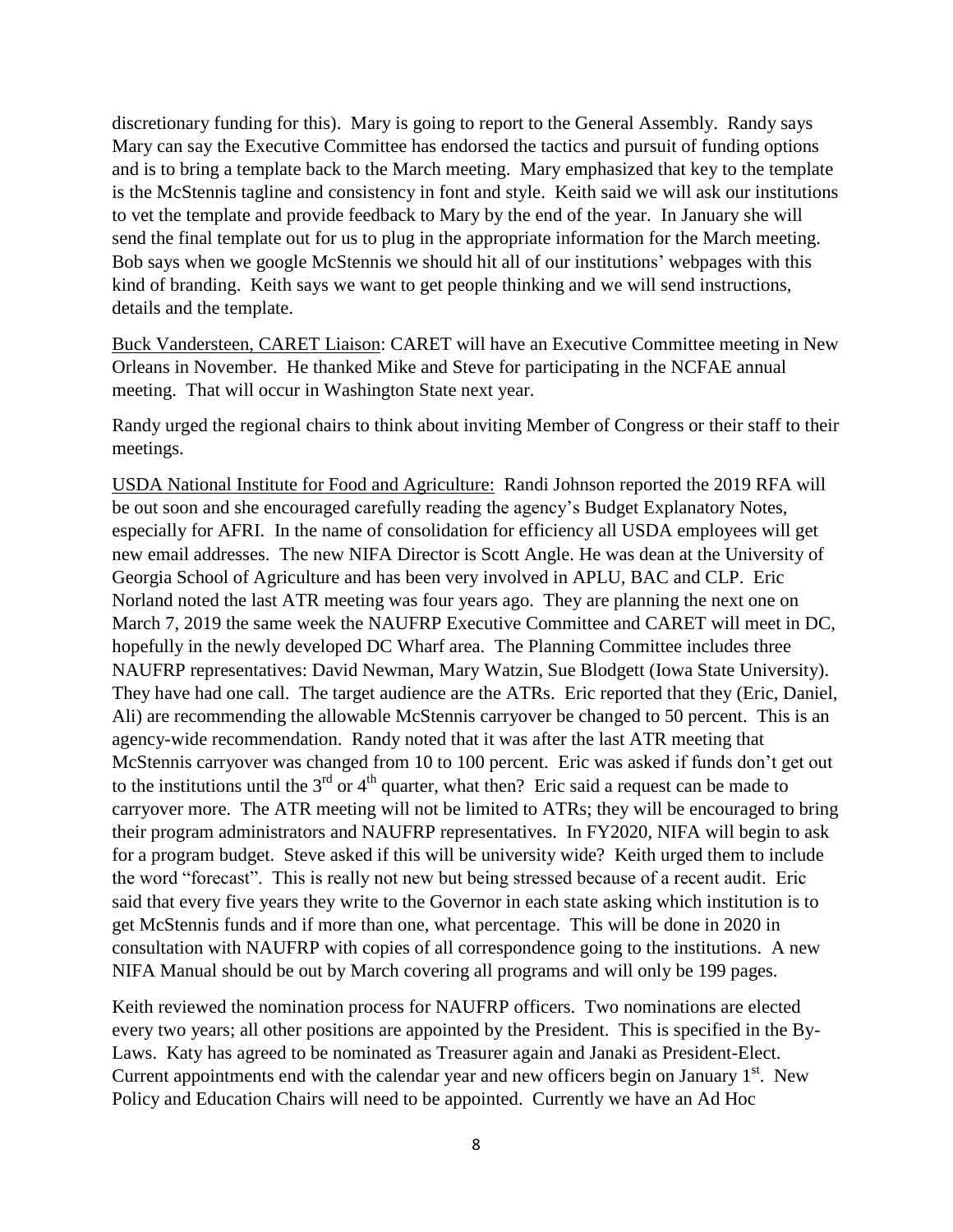discretionary funding for this). Mary is going to report to the General Assembly. Randy says Mary can say the Executive Committee has endorsed the tactics and pursuit of funding options and is to bring a template back to the March meeting. Mary emphasized that key to the template is the McStennis tagline and consistency in font and style. Keith said we will ask our institutions to vet the template and provide feedback to Mary by the end of the year. In January she will send the final template out for us to plug in the appropriate information for the March meeting. Bob says when we google McStennis we should hit all of our institutions' webpages with this kind of branding. Keith says we want to get people thinking and we will send instructions, details and the template.

Buck Vandersteen, CARET Liaison: CARET will have an Executive Committee meeting in New Orleans in November. He thanked Mike and Steve for participating in the NCFAE annual meeting. That will occur in Washington State next year.

Randy urged the regional chairs to think about inviting Member of Congress or their staff to their meetings.

USDA National Institute for Food and Agriculture: Randi Johnson reported the 2019 RFA will be out soon and she encouraged carefully reading the agency's Budget Explanatory Notes, especially for AFRI. In the name of consolidation for efficiency all USDA employees will get new email addresses. The new NIFA Director is Scott Angle. He was dean at the University of Georgia School of Agriculture and has been very involved in APLU, BAC and CLP. Eric Norland noted the last ATR meeting was four years ago. They are planning the next one on March 7, 2019 the same week the NAUFRP Executive Committee and CARET will meet in DC, hopefully in the newly developed DC Wharf area. The Planning Committee includes three NAUFRP representatives: David Newman, Mary Watzin, Sue Blodgett (Iowa State University). They have had one call. The target audience are the ATRs. Eric reported that they (Eric, Daniel, Ali) are recommending the allowable McStennis carryover be changed to 50 percent. This is an agency-wide recommendation. Randy noted that it was after the last ATR meeting that McStennis carryover was changed from 10 to 100 percent. Eric was asked if funds don't get out to the institutions until the 3rd or 4th quarter, what then? Eric said a request can be made to carryover more. The ATR meeting will not be limited to ATRs; they will be encouraged to bring their program administrators and NAUFRP representatives. In FY2020, NIFA will begin to ask for a program budget. Steve asked if this will be university wide? Keith urged them to include the word "forecast". This is really not new but being stressed because of a recent audit. Eric said that every five years they write to the Governor in each state asking which institution is to get McStennis funds and if more than one, what percentage. This will be done in 2020 in consultation with NAUFRP with copies of all correspondence going to the institutions. A new NIFA Manual should be out by March covering all programs and will only be 199 pages.

Keith reviewed the nomination process for NAUFRP officers. Two nominations are elected every two years; all other positions are appointed by the President. This is specified in the By-Laws. Katy has agreed to be nominated as Treasurer again and Janaki as President-Elect. Current appointments end with the calendar year and new officers begin on January 1st. New Policy and Education Chairs will need to be appointed. Currently we have an Ad Hoc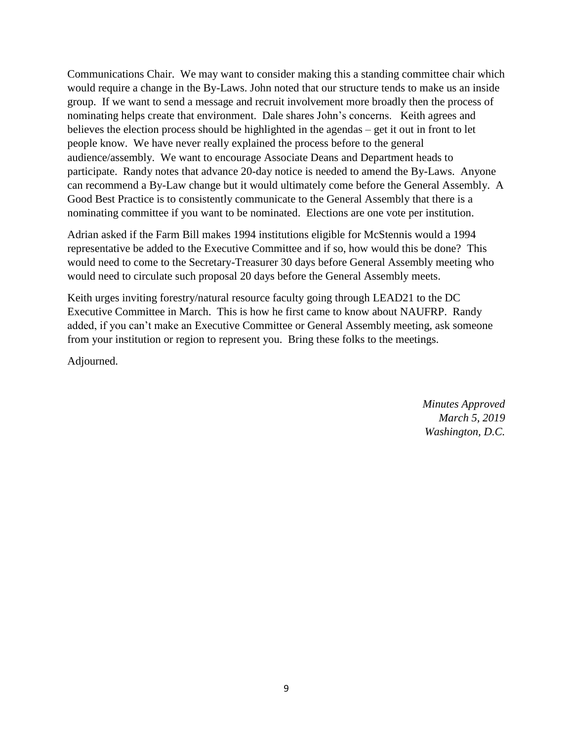Communications Chair. We may want to consider making this a standing committee chair which would require a change in the By-Laws. John noted that our structure tends to make us an inside group. If we want to send a message and recruit involvement more broadly then the process of nominating helps create that environment. Dale shares John's concerns. Keith agrees and believes the election process should be highlighted in the agendas – get it out in front to let people know. We have never really explained the process before to the general audience/assembly. We want to encourage Associate Deans and Department heads to participate. Randy notes that advance 20-day notice is needed to amend the By-Laws. Anyone can recommend a By-Law change but it would ultimately come before the General Assembly. A Good Best Practice is to consistently communicate to the General Assembly that there is a nominating committee if you want to be nominated. Elections are one vote per institution.

Adrian asked if the Farm Bill makes 1994 institutions eligible for McStennis would a 1994 representative be added to the Executive Committee and if so, how would this be done? This would need to come to the Secretary-Treasurer 30 days before General Assembly meeting who would need to circulate such proposal 20 days before the General Assembly meets.

Keith urges inviting forestry/natural resource faculty going through LEAD21 to the DC Executive Committee in March. This is how he first came to know about NAUFRP. Randy added, if you can't make an Executive Committee or General Assembly meeting, ask someone from your institution or region to represent you. Bring these folks to the meetings.

Adjourned.

*Minutes Approved*
*March 5, 2019*
*Washington, D.C.*